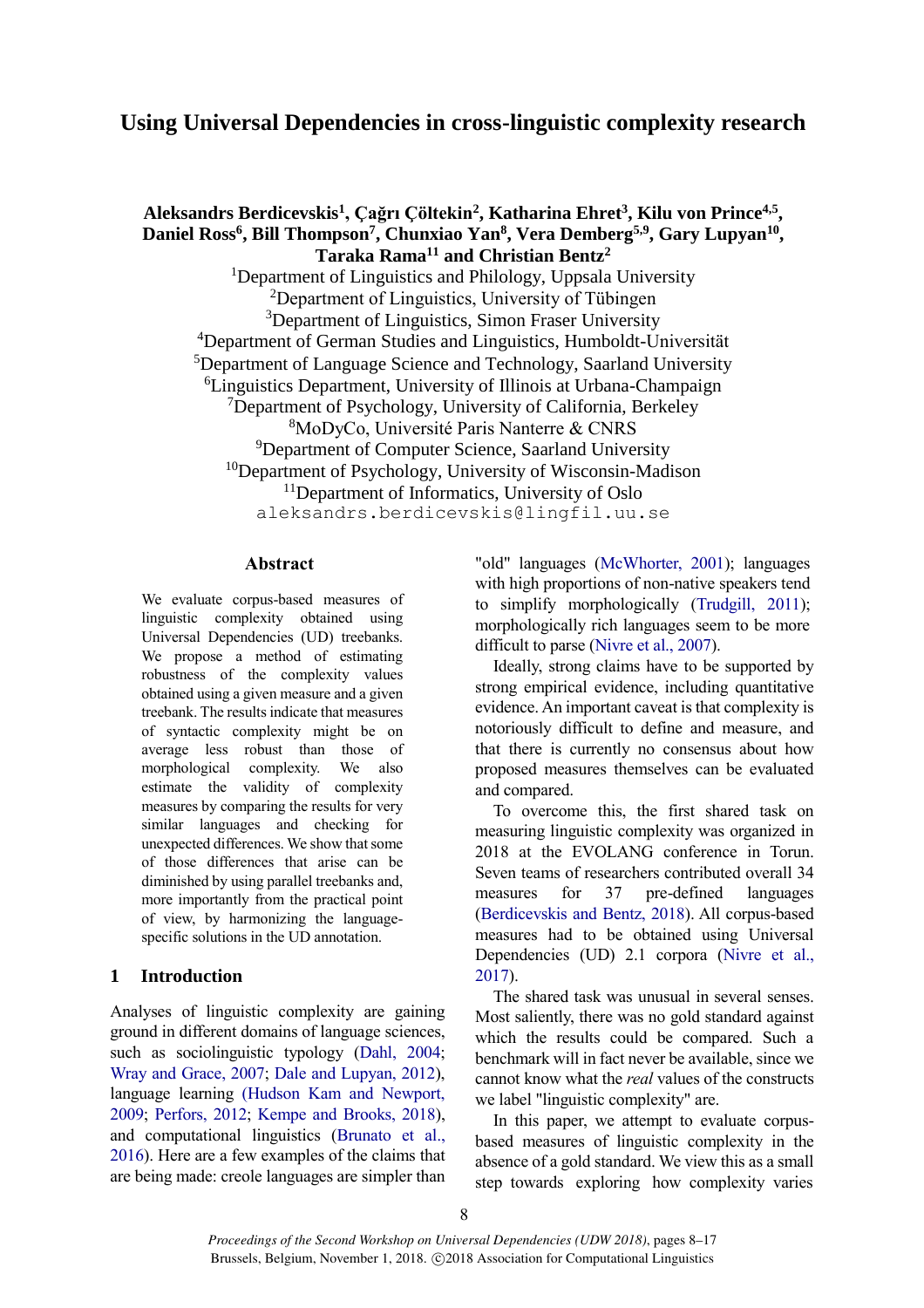# Using Universal Dependencies in cross-linguistic complexity research

**Aleksandrs Berdicevskis[1], Çağrı Çöltekin[2], Katharina Ehret[3], Kilu von Prince[4,5], Daniel Ross[6], Bill Thompson[7], Chunxiao Yan[8], Vera Demberg[5,9], Gary Lupyan[10], Taraka Rama[11] and Christian Bentz[2]**

[1]Department of Linguistics and Philology, Uppsala University
[2]Department of Linguistics, University of Tübingen
[3]Department of Linguistics, Simon Fraser University
[4]Department of German Studies and Linguistics, Humboldt-Universität
[5]Department of Language Science and Technology, Saarland University
[6]Linguistics Department, University of Illinois at Urbana-Champaign
[7]Department of Psychology, University of California, Berkeley
[8]MoDyCo, Université Paris Nanterre & CNRS
[9]Department of Computer Science, Saarland University
[10]Department of Psychology, University of Wisconsin-Madison
[11]Department of Informatics, University of Oslo

aleksandrs.berdicevskis@lingfil.uu.se

## Abstract

We evaluate corpus-based measures of linguistic complexity obtained using Universal Dependencies (UD) treebanks. We propose a method of estimating robustness of the complexity values obtained using a given measure and a given treebank. The results indicate that measures of syntactic complexity might be on average less robust than those of morphological complexity. We also estimate the validity of complexity measures by comparing the results for very similar languages and checking for unexpected differences. We show that some of those differences that arise can be diminished by using parallel treebanks and, more importantly from the practical point of view, by harmonizing the language-specific solutions in the UD annotation.

## 1 Introduction

Analyses of linguistic complexity are gaining ground in different domains of language sciences, such as sociolinguistic typology (Dahl, 2004; Wray and Grace, 2007; Dale and Lupyan, 2012), language learning (Hudson Kam and Newport, 2009; Perfors, 2012; Kempe and Brooks, 2018), and computational linguistics (Brunato et al., 2016). Here are a few examples of the claims that are being made: creole languages are simpler than "old" languages (McWhorter, 2001); languages with high proportions of non-native speakers tend to simplify morphologically (Trudgill, 2011); morphologically rich languages seem to be more difficult to parse (Nivre et al., 2007).

Ideally, strong claims have to be supported by strong empirical evidence, including quantitative evidence. An important caveat is that complexity is notoriously difficult to define and measure, and that there is currently no consensus about how proposed measures themselves can be evaluated and compared.

To overcome this, the first shared task on measuring linguistic complexity was organized in 2018 at the EVOLANG conference in Torun. Seven teams of researchers contributed overall 34 measures for 37 pre-defined languages (Berdicevskis and Bentz, 2018). All corpus-based measures had to be obtained using Universal Dependencies (UD) 2.1 corpora (Nivre et al., 2017).

The shared task was unusual in several senses. Most saliently, there was no gold standard against which the results could be compared. Such a benchmark will in fact never be available, since we cannot know what the *real* values of the constructs we label "linguistic complexity" are.

In this paper, we attempt to evaluate corpus-based measures of linguistic complexity in the absence of a gold standard. We view this as a small step towards exploring how complexity varies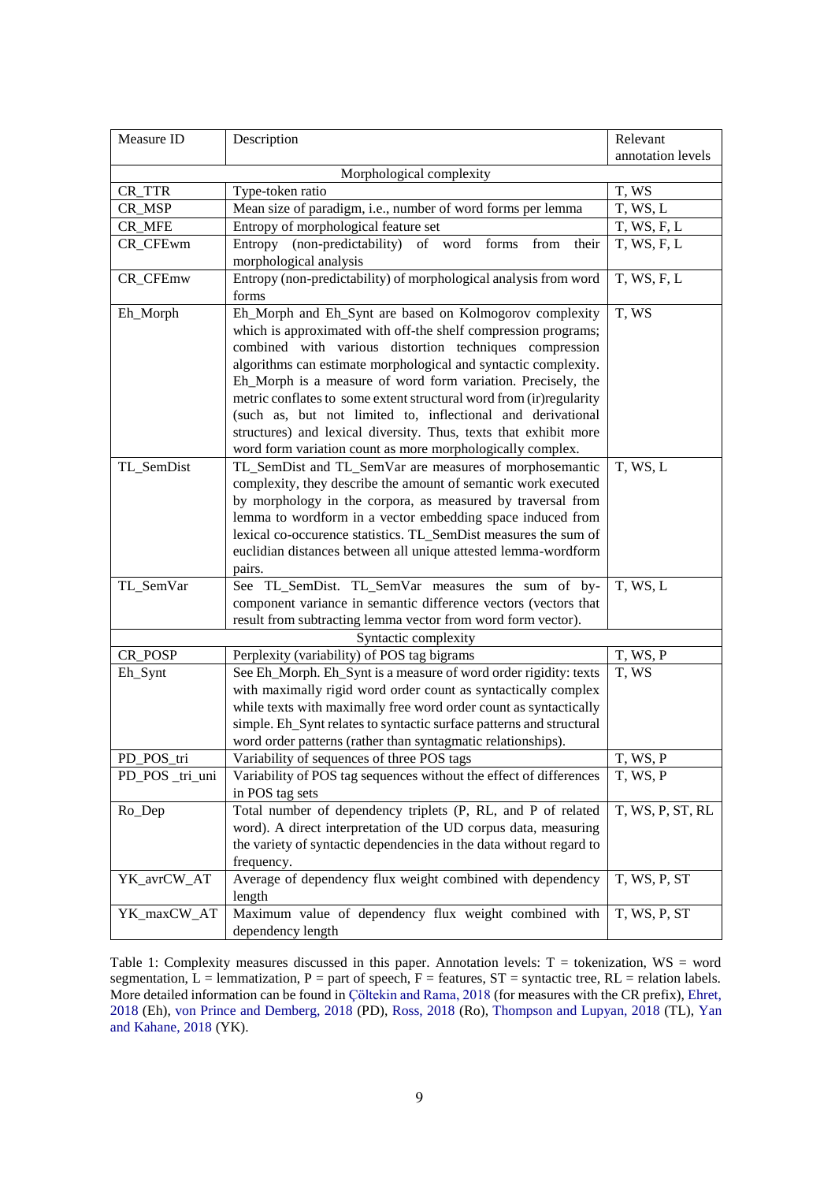| Measure ID | Description | Relevant annotation levels |
|---|---|---|
| | Morphological complexity | |
| CR_TTR | Type-token ratio | T, WS |
| CR_MSP | Mean size of paradigm, i.e., number of word forms per lemma | T, WS, L |
| CR_MFE | Entropy of morphological feature set | T, WS, F, L |
| CR_CFEwm | Entropy (non-predictability) of word forms from their morphological analysis | T, WS, F, L |
| CR_CFEmw | Entropy (non-predictability) of morphological analysis from word forms | T, WS, F, L |
| Eh_Morph | Eh_Morph and Eh_Synt are based on Kolmogorov complexity which is approximated with off-the shelf compression programs; combined with various distortion techniques compression algorithms can estimate morphological and syntactic complexity. Eh_Morph is a measure of word form variation. Precisely, the metric conflates to some extent structural word from (ir)regularity (such as, but not limited to, inflectional and derivational structures) and lexical diversity. Thus, texts that exhibit more word form variation count as more morphologically complex. | T, WS |
| TL_SemDist | TL_SemDist and TL_SemVar are measures of morphosemantic complexity, they describe the amount of semantic work executed by morphology in the corpora, as measured by traversal from lemma to wordform in a vector embedding space induced from lexical co-occurence statistics. TL_SemDist measures the sum of euclidian distances between all unique attested lemma-wordform pairs. | T, WS, L |
| TL_SemVar | See TL_SemDist. TL_SemVar measures the sum of by-component variance in semantic difference vectors (vectors that result from subtracting lemma vector from word form vector). | T, WS, L |
| | Syntactic complexity | |
| CR_POSP | Perplexity (variability) of POS tag bigrams | T, WS, P |
| Eh_Synt | See Eh_Morph. Eh_Synt is a measure of word order rigidity: texts with maximally rigid word order count as syntactically complex while texts with maximally free word order count as syntactically simple. Eh_Synt relates to syntactic surface patterns and structural word order patterns (rather than syntagmatic relationships). | T, WS |
| PD_POS_tri | Variability of sequences of three POS tags | T, WS, P |
| PD_POS _tri_uni | Variability of POS tag sequences without the effect of differences in POS tag sets | T, WS, P |
| Ro_Dep | Total number of dependency triplets (P, RL, and P of related word). A direct interpretation of the UD corpus data, measuring the variety of syntactic dependencies in the data without regard to frequency. | T, WS, P, ST, RL |
| YK_avrCW_AT | Average of dependency flux weight combined with dependency length | T, WS, P, ST |
| YK_maxCW_AT | Maximum value of dependency flux weight combined with dependency length | T, WS, P, ST |

Table 1: Complexity measures discussed in this paper. Annotation levels: T = tokenization, WS = word segmentation, L = lemmatization, P = part of speech, F = features, ST = syntactic tree, RL = relation labels. More detailed information can be found in Çöltekin and Rama, 2018 (for measures with the CR prefix), Ehret, 2018 (Eh), von Prince and Demberg, 2018 (PD), Ross, 2018 (Ro), Thompson and Lupyan, 2018 (TL), Yan and Kahane, 2018 (YK).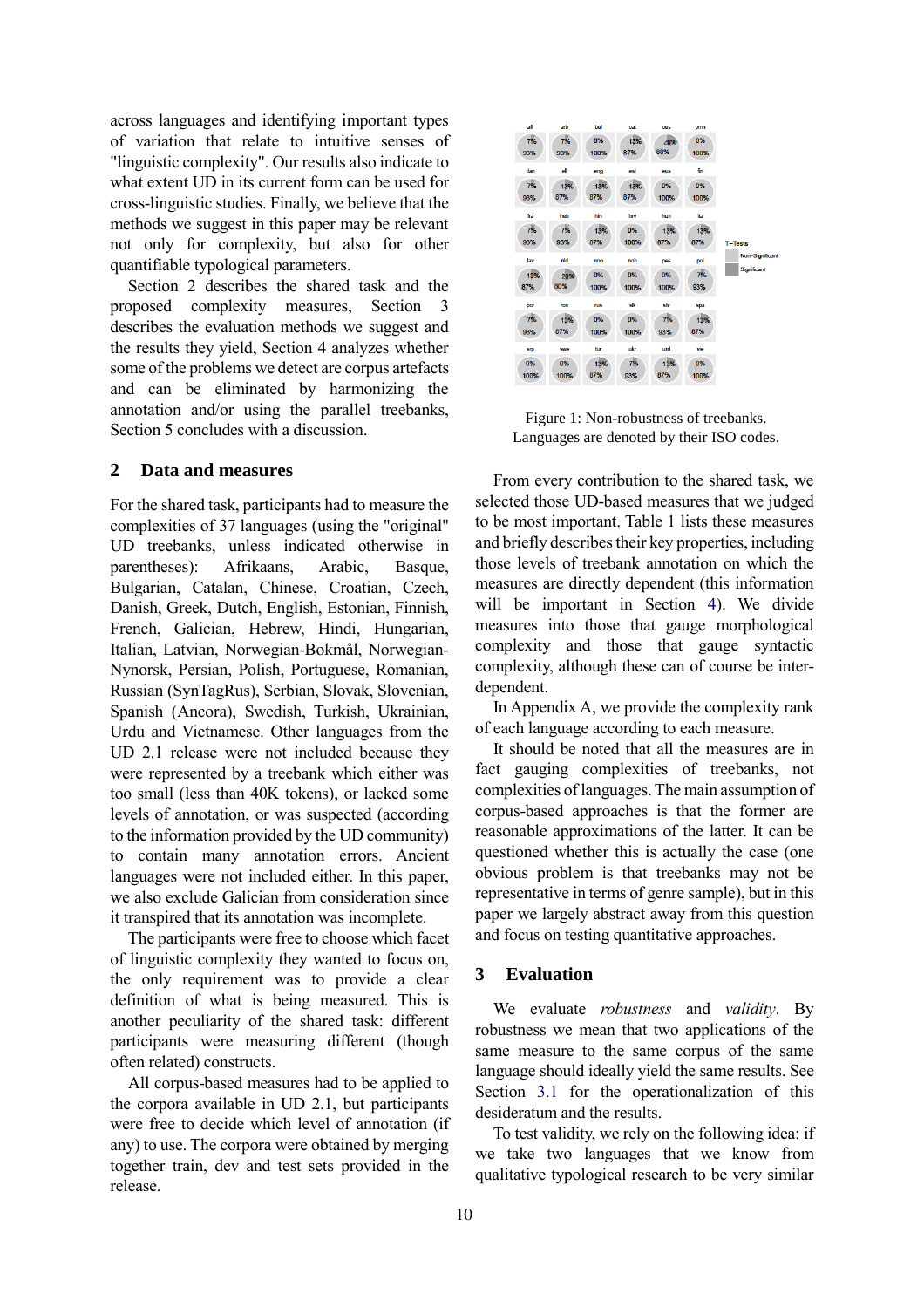across languages and identifying important types of variation that relate to intuitive senses of "linguistic complexity". Our results also indicate to what extent UD in its current form can be used for cross-linguistic studies. Finally, we believe that the methods we suggest in this paper may be relevant not only for complexity, but also for other quantifiable typological parameters.

Section 2 describes the shared task and the proposed complexity measures, Section 3 describes the evaluation methods we suggest and the results they yield, Section 4 analyzes whether some of the problems we detect are corpus artefacts and can be eliminated by harmonizing the annotation and/or using the parallel treebanks, Section 5 concludes with a discussion.

## 2 Data and measures

For the shared task, participants had to measure the complexities of 37 languages (using the "original" UD treebanks, unless indicated otherwise in parentheses): Afrikaans, Arabic, Basque, Bulgarian, Catalan, Chinese, Croatian, Czech, Danish, Greek, Dutch, English, Estonian, Finnish, French, Galician, Hebrew, Hindi, Hungarian, Italian, Latvian, Norwegian-Bokmål, Norwegian-Nynorsk, Persian, Polish, Portuguese, Romanian, Russian (SynTagRus), Serbian, Slovak, Slovenian, Spanish (Ancora), Swedish, Turkish, Ukrainian, Urdu and Vietnamese. Other languages from the UD 2.1 release were not included because they were represented by a treebank which either was too small (less than 40K tokens), or lacked some levels of annotation, or was suspected (according to the information provided by the UD community) to contain many annotation errors. Ancient languages were not included either. In this paper, we also exclude Galician from consideration since it transpired that its annotation was incomplete.

The participants were free to choose which facet of linguistic complexity they wanted to focus on, the only requirement was to provide a clear definition of what is being measured. This is another peculiarity of the shared task: different participants were measuring different (though often related) constructs.

All corpus-based measures had to be applied to the corpora available in UD 2.1, but participants were free to decide which level of annotation (if any) to use. The corpora were obtained by merging together train, dev and test sets provided in the release.

Figure 1: Non-robustness of treebanks. Languages are denoted by their ISO codes.

From every contribution to the shared task, we selected those UD-based measures that we judged to be most important. Table 1 lists these measures and briefly describes their key properties, including those levels of treebank annotation on which the measures are directly dependent (this information will be important in Section 4). We divide measures into those that gauge morphological complexity and those that gauge syntactic complexity, although these can of course be inter-dependent.

In Appendix A, we provide the complexity rank of each language according to each measure.

It should be noted that all the measures are in fact gauging complexities of treebanks, not complexities of languages. The main assumption of corpus-based approaches is that the former are reasonable approximations of the latter. It can be questioned whether this is actually the case (one obvious problem is that treebanks may not be representative in terms of genre sample), but in this paper we largely abstract away from this question and focus on testing quantitative approaches.

## 3 Evaluation

We evaluate *robustness* and *validity*. By robustness we mean that two applications of the same measure to the same corpus of the same language should ideally yield the same results. See Section 3.1 for the operationalization of this desideratum and the results.

To test validity, we rely on the following idea: if we take two languages that we know from qualitative typological research to be very similar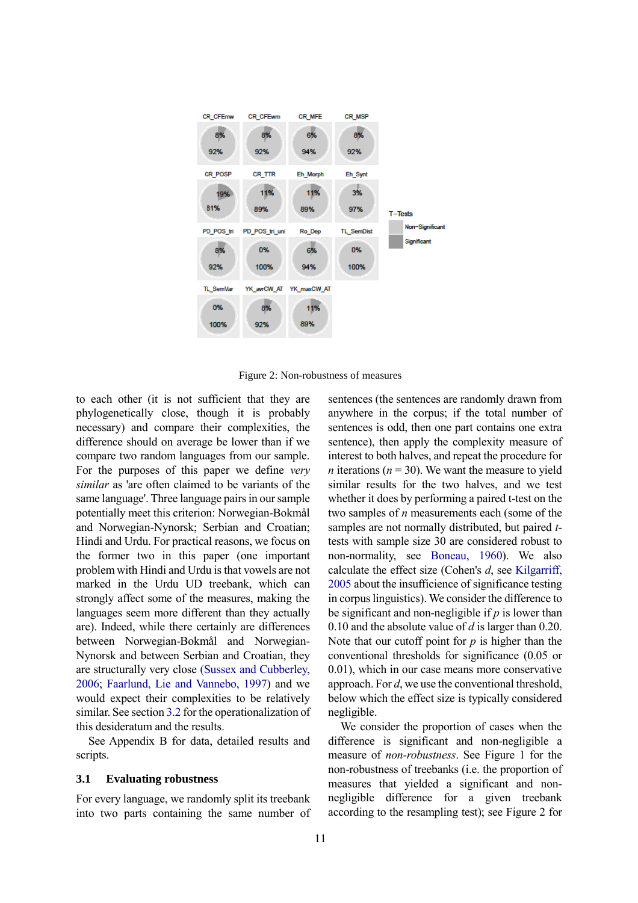Figure 2: Non-robustness of measures

to each other (it is not sufficient that they are phylogenetically close, though it is probably necessary) and compare their complexities, the difference should on average be lower than if we compare two random languages from our sample. For the purposes of this paper we define *very similar* as 'are often claimed to be variants of the same language'. Three language pairs in our sample potentially meet this criterion: Norwegian-Bokmål and Norwegian-Nynorsk; Serbian and Croatian; Hindi and Urdu. For practical reasons, we focus on the former two in this paper (one important problem with Hindi and Urdu is that vowels are not marked in the Urdu UD treebank, which can strongly affect some of the measures, making the languages seem more different than they actually are). Indeed, while there certainly are differences between Norwegian-Bokmål and Norwegian-Nynorsk and between Serbian and Croatian, they are structurally very close (Sussex and Cubberley, 2006; Faarlund, Lie and Vannebo, 1997) and we would expect their complexities to be relatively similar. See section 3.2 for the operationalization of this desideratum and the results.

See Appendix B for data, detailed results and scripts.

### 3.1 Evaluating robustness

For every language, we randomly split its treebank into two parts containing the same number of sentences (the sentences are randomly drawn from anywhere in the corpus; if the total number of sentences is odd, then one part contains one extra sentence), then apply the complexity measure of interest to both halves, and repeat the procedure for $n$ iterations ($n = 30$). We want the measure to yield similar results for the two halves, and we test whether it does by performing a paired t-test on the two samples of $n$ measurements each (some of the samples are not normally distributed, but paired $t$-tests with sample size 30 are considered robust to non-normality, see Boneau, 1960). We also calculate the effect size (Cohen's $d$, see Kilgarriff, 2005 about the insufficience of significance testing in corpus linguistics). We consider the difference to be significant and non-negligible if $p$ is lower than 0.10 and the absolute value of $d$ is larger than 0.20. Note that our cutoff point for $p$ is higher than the conventional thresholds for significance (0.05 or 0.01), which in our case means more conservative approach. For $d$, we use the conventional threshold, below which the effect size is typically considered negligible.

We consider the proportion of cases when the difference is significant and non-negligible a measure of *non-robustness*. See Figure 1 for the non-robustness of treebanks (i.e. the proportion of measures that yielded a significant and non-negligible difference for a given treebank according to the resampling test); see Figure 2 for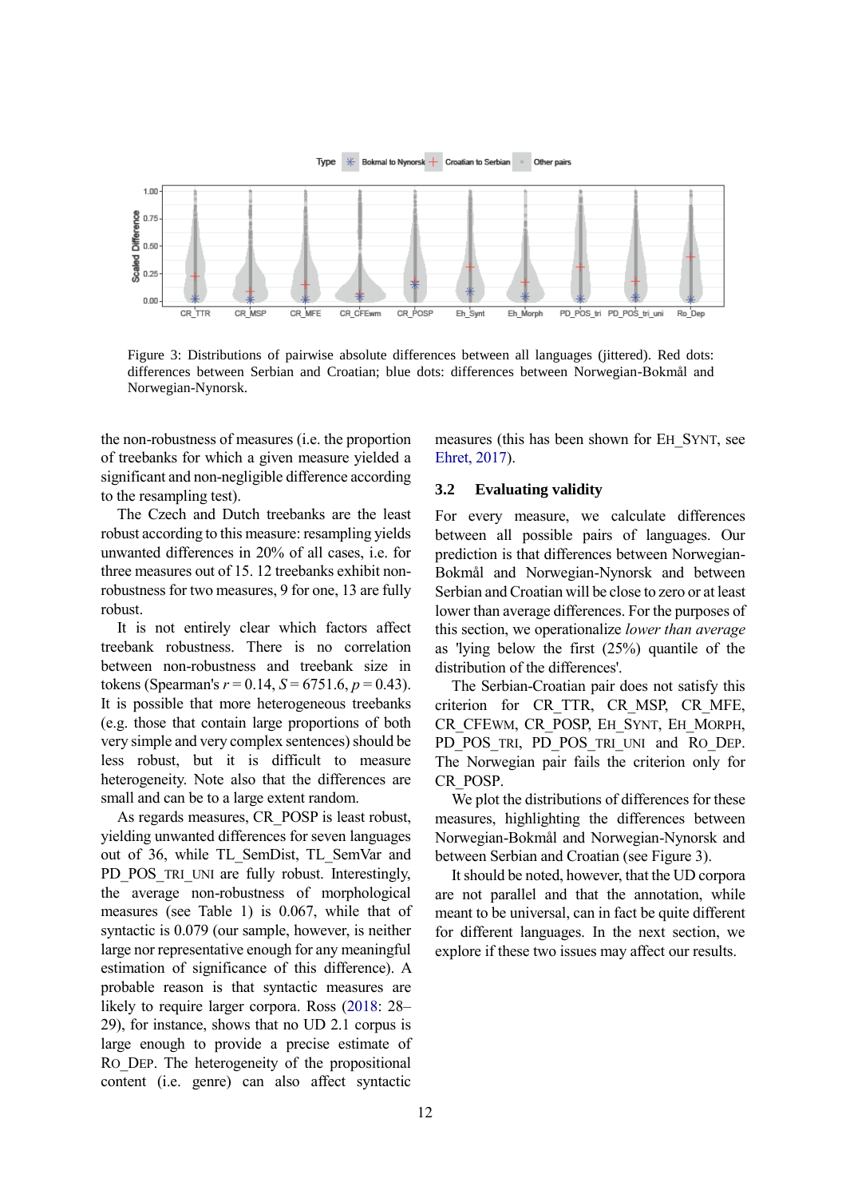Figure 3: Distributions of pairwise absolute differences between all languages (jittered). Red dots: differences between Serbian and Croatian; blue dots: differences between Norwegian-Bokmål and Norwegian-Nynorsk.

the non-robustness of measures (i.e. the proportion of treebanks for which a given measure yielded a significant and non-negligible difference according to the resampling test).

The Czech and Dutch treebanks are the least robust according to this measure: resampling yields unwanted differences in 20% of all cases, i.e. for three measures out of 15. 12 treebanks exhibit non-robustness for two measures, 9 for one, 13 are fully robust.

It is not entirely clear which factors affect treebank robustness. There is no correlation between non-robustness and treebank size in tokens (Spearman's $r = 0.14$, $S = 6751.6$, $p = 0.43$). It is possible that more heterogeneous treebanks (e.g. those that contain large proportions of both very simple and very complex sentences) should be less robust, but it is difficult to measure heterogeneity. Note also that the differences are small and can be to a large extent random.

As regards measures, CR_POSP is least robust, yielding unwanted differences for seven languages out of 36, while TL_SemDist, TL_SemVar and PD_POS_TRI_UNI are fully robust. Interestingly, the average non-robustness of morphological measures (see Table 1) is 0.067, while that of syntactic is 0.079 (our sample, however, is neither large nor representative enough for any meaningful estimation of significance of this difference). A probable reason is that syntactic measures are likely to require larger corpora. Ross (2018: 28–29), for instance, shows that no UD 2.1 corpus is large enough to provide a precise estimate of RO_DEP. The heterogeneity of the propositional content (i.e. genre) can also affect syntactic measures (this has been shown for EH_SYNT, see Ehret, 2017).

### 3.2 Evaluating validity

For every measure, we calculate differences between all possible pairs of languages. Our prediction is that differences between Norwegian-Bokmål and Norwegian-Nynorsk and between Serbian and Croatian will be close to zero or at least lower than average differences. For the purposes of this section, we operationalize *lower than average* as 'lying below the first (25%) quantile of the distribution of the differences'.

The Serbian-Croatian pair does not satisfy this criterion for CR_TTR, CR_MSP, CR_MFE, CR_CFEWM, CR_POSP, EH_SYNT, EH_MORPH, PD_POS_TRI, PD_POS_TRI_UNI and RO_DEP. The Norwegian pair fails the criterion only for CR_POSP.

We plot the distributions of differences for these measures, highlighting the differences between Norwegian-Bokmål and Norwegian-Nynorsk and between Serbian and Croatian (see Figure 3).

It should be noted, however, that the UD corpora are not parallel and that the annotation, while meant to be universal, can in fact be quite different for different languages. In the next section, we explore if these two issues may affect our results.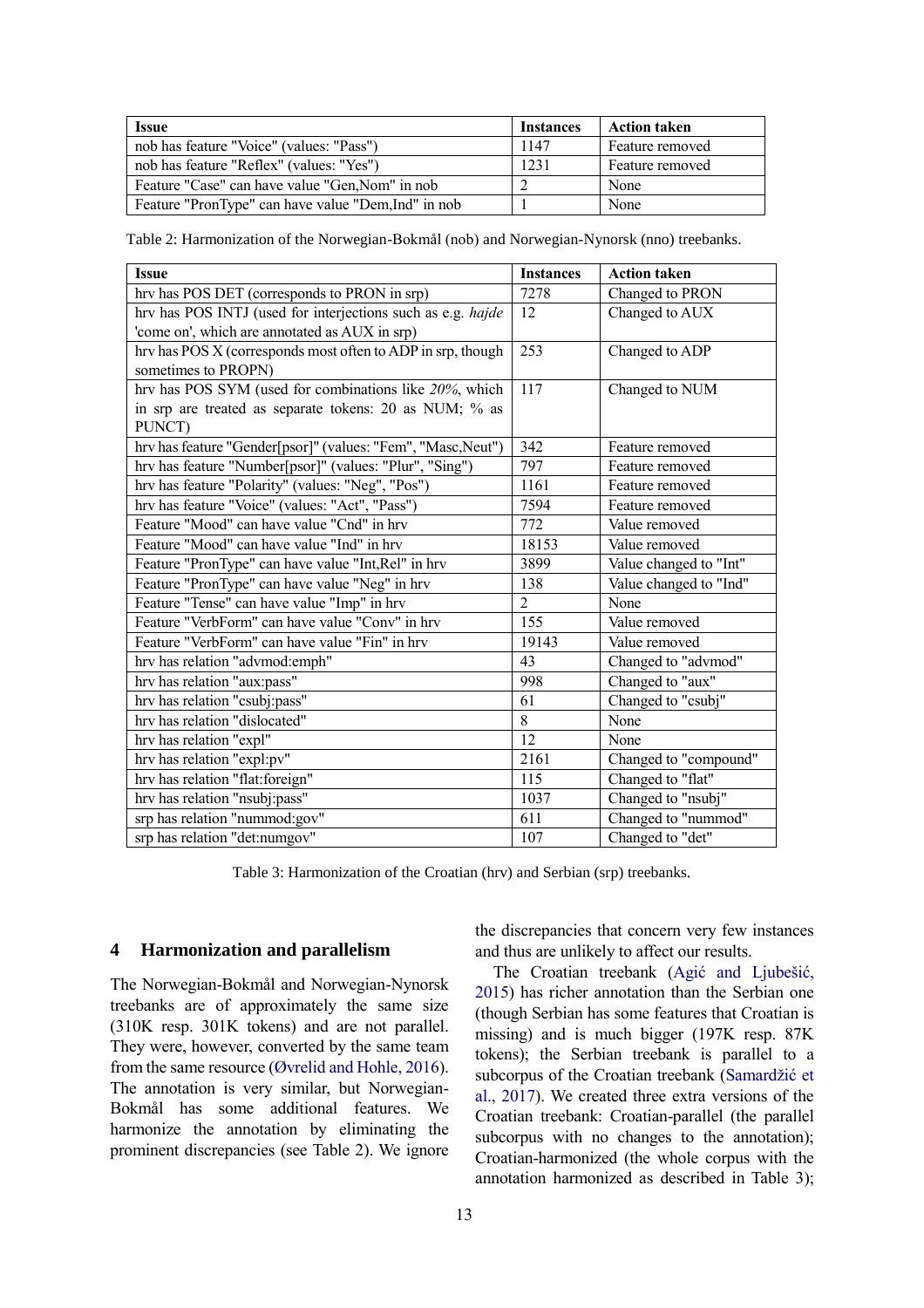| Issue | Instances | Action taken |
|---|---|---|
| nob has feature "Voice" (values: "Pass") | 1147 | Feature removed |
| nob has feature "Reflex" (values: "Yes") | 1231 | Feature removed |
| Feature "Case" can have value "Gen,Nom" in nob | 2 | None |
| Feature "PronType" can have value "Dem,Ind" in nob | 1 | None |

Table 2: Harmonization of the Norwegian-Bokmål (nob) and Norwegian-Nynorsk (nno) treebanks.

| Issue | Instances | Action taken |
|---|---|---|
| hrv has POS DET (corresponds to PRON in srp) | 7278 | Changed to PRON |
| hrv has POS INTJ (used for interjections such as e.g. *hajde* 'come on', which are annotated as AUX in srp) | 12 | Changed to AUX |
| hrv has POS X (corresponds most often to ADP in srp, though sometimes to PROPN) | 253 | Changed to ADP |
| hrv has POS SYM (used for combinations like *20%*, which in srp are treated as separate tokens: 20 as NUM; % as PUNCT) | 117 | Changed to NUM |
| hrv has feature "Gender[psor]" (values: "Fem", "Masc,Neut") | 342 | Feature removed |
| hrv has feature "Number[psor]" (values: "Plur", "Sing") | 797 | Feature removed |
| hrv has feature "Polarity" (values: "Neg", "Pos") | 1161 | Feature removed |
| hrv has feature "Voice" (values: "Act", "Pass") | 7594 | Feature removed |
| Feature "Mood" can have value "Cnd" in hrv | 772 | Value removed |
| Feature "Mood" can have value "Ind" in hrv | 18153 | Value removed |
| Feature "PronType" can have value "Int,Rel" in hrv | 3899 | Value changed to "Int" |
| Feature "PronType" can have value "Neg" in hrv | 138 | Value changed to "Ind" |
| Feature "Tense" can have value "Imp" in hrv | 2 | None |
| Feature "VerbForm" can have value "Conv" in hrv | 155 | Value removed |
| Feature "VerbForm" can have value "Fin" in hrv | 19143 | Value removed |
| hrv has relation "advmod:emph" | 43 | Changed to "advmod" |
| hrv has relation "aux:pass" | 998 | Changed to "aux" |
| hrv has relation "csubj:pass" | 61 | Changed to "csubj" |
| hrv has relation "dislocated" | 8 | None |
| hrv has relation "expl" | 12 | None |
| hrv has relation "expl:pv" | 2161 | Changed to "compound" |
| hrv has relation "flat:foreign" | 115 | Changed to "flat" |
| hrv has relation "nsubj:pass" | 1037 | Changed to "nsubj" |
| srp has relation "nummod:gov" | 611 | Changed to "nummod" |
| srp has relation "det:numgov" | 107 | Changed to "det" |

Table 3: Harmonization of the Croatian (hrv) and Serbian (srp) treebanks.

## 4 Harmonization and parallelism

The Norwegian-Bokmål and Norwegian-Nynorsk treebanks are of approximately the same size (310K resp. 301K tokens) and are not parallel. They were, however, converted by the same team from the same resource (Øvrelid and Hohle, 2016). The annotation is very similar, but Norwegian-Bokmål has some additional features. We harmonize the annotation by eliminating the prominent discrepancies (see Table 2). We ignore the discrepancies that concern very few instances and thus are unlikely to affect our results.

The Croatian treebank (Agić and Ljubešić, 2015) has richer annotation than the Serbian one (though Serbian has some features that Croatian is missing) and is much bigger (197K resp. 87K tokens); the Serbian treebank is parallel to a subcorpus of the Croatian treebank (Samardžić et al., 2017). We created three extra versions of the Croatian treebank: Croatian-parallel (the parallel subcorpus with no changes to the annotation); Croatian-harmonized (the whole corpus with the annotation harmonized as described in Table 3);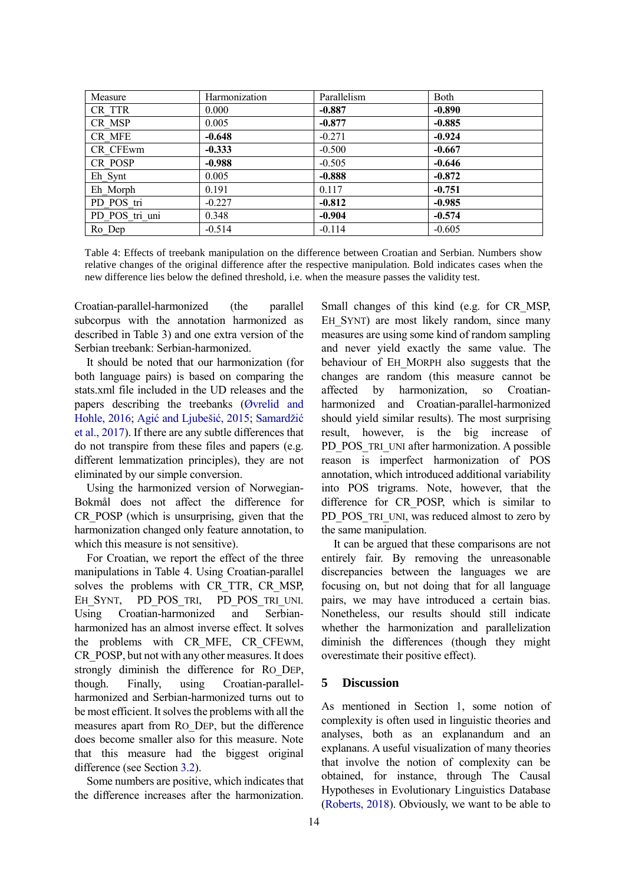| Measure | Harmonization | Parallelism | Both |
|---|---|---|---|
| CR_TTR | 0.000 | **-0.887** | **-0.890** |
| CR_MSP | 0.005 | **-0.877** | **-0.885** |
| CR_MFE | **-0.648** | -0.271 | **-0.924** |
| CR_CFEwm | **-0.333** | -0.500 | **-0.667** |
| CR_POSP | **-0.988** | -0.505 | **-0.646** |
| Eh_Synt | 0.005 | **-0.888** | **-0.872** |
| Eh_Morph | 0.191 | 0.117 | **-0.751** |
| PD_POS_tri | -0.227 | **-0.812** | **-0.985** |
| PD_POS_tri_uni | 0.348 | **-0.904** | **-0.574** |
| Ro_Dep | -0.514 | -0.114 | -0.605 |

Table 4: Effects of treebank manipulation on the difference between Croatian and Serbian. Numbers show relative changes of the original difference after the respective manipulation. Bold indicates cases when the new difference lies below the defined threshold, i.e. when the measure passes the validity test.

Croatian-parallel-harmonized (the parallel subcorpus with the annotation harmonized as described in Table 3) and one extra version of the Serbian treebank: Serbian-harmonized.

It should be noted that our harmonization (for both language pairs) is based on comparing the stats.xml file included in the UD releases and the papers describing the treebanks (Øvrelid and Hohle, 2016; Agić and Ljubešić, 2015; Samardžić et al., 2017). If there are any subtle differences that do not transpire from these files and papers (e.g. different lemmatization principles), they are not eliminated by our simple conversion.

Using the harmonized version of Norwegian-Bokmål does not affect the difference for CR_POSP (which is unsurprising, given that the harmonization changed only feature annotation, to which this measure is not sensitive).

For Croatian, we report the effect of the three manipulations in Table 4. Using Croatian-parallel solves the problems with CR_TTR, CR_MSP, EH_SYNT, PD_POS_TRI, PD_POS_TRI_UNI. Using Croatian-harmonized and Serbian-harmonized has an almost inverse effect. It solves the problems with CR_MFE, CR_CFEWM, CR_POSP, but not with any other measures. It does strongly diminish the difference for RO_DEP, though. Finally, using Croatian-parallel-harmonized and Serbian-harmonized turns out to be most efficient. It solves the problems with all the measures apart from RO_DEP, but the difference does become smaller also for this measure. Note that this measure had the biggest original difference (see Section 3.2).

Some numbers are positive, which indicates that the difference increases after the harmonization. Small changes of this kind (e.g. for CR_MSP, EH_SYNT) are most likely random, since many measures are using some kind of random sampling and never yield exactly the same value. The behaviour of EH_MORPH also suggests that the changes are random (this measure cannot be affected by harmonization, so Croatian-harmonized and Croatian-parallel-harmonized should yield similar results). The most surprising result, however, is the big increase of PD_POS_TRI_UNI after harmonization. A possible reason is imperfect harmonization of POS annotation, which introduced additional variability into POS trigrams. Note, however, that the difference for CR_POSP, which is similar to PD_POS_TRI_UNI, was reduced almost to zero by the same manipulation.

It can be argued that these comparisons are not entirely fair. By removing the unreasonable discrepancies between the languages we are focusing on, but not doing that for all language pairs, we may have introduced a certain bias. Nonetheless, our results should still indicate whether the harmonization and parallelization diminish the differences (though they might overestimate their positive effect).

## 5 Discussion

As mentioned in Section 1, some notion of complexity is often used in linguistic theories and analyses, both as an explanandum and an explanans. A useful visualization of many theories that involve the notion of complexity can be obtained, for instance, through The Causal Hypotheses in Evolutionary Linguistics Database (Roberts, 2018). Obviously, we want to be able to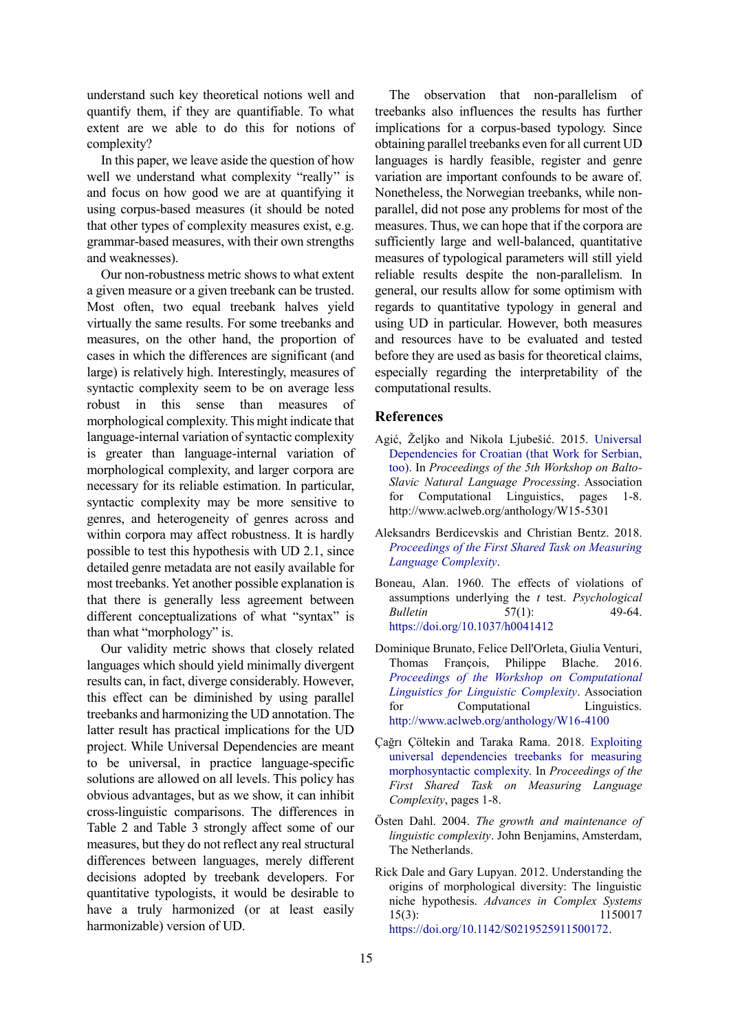understand such key theoretical notions well and quantify them, if they are quantifiable. To what extent are we able to do this for notions of complexity?

In this paper, we leave aside the question of how well we understand what complexity "really'' is and focus on how good we are at quantifying it using corpus-based measures (it should be noted that other types of complexity measures exist, e.g. grammar-based measures, with their own strengths and weaknesses).

Our non-robustness metric shows to what extent a given measure or a given treebank can be trusted. Most often, two equal treebank halves yield virtually the same results. For some treebanks and measures, on the other hand, the proportion of cases in which the differences are significant (and large) is relatively high. Interestingly, measures of syntactic complexity seem to be on average less robust in this sense than measures of morphological complexity. This might indicate that language-internal variation of syntactic complexity is greater than language-internal variation of morphological complexity, and larger corpora are necessary for its reliable estimation. In particular, syntactic complexity may be more sensitive to genres, and heterogeneity of genres across and within corpora may affect robustness. It is hardly possible to test this hypothesis with UD 2.1, since detailed genre metadata are not easily available for most treebanks. Yet another possible explanation is that there is generally less agreement between different conceptualizations of what "syntax" is than what "morphology" is.

Our validity metric shows that closely related languages which should yield minimally divergent results can, in fact, diverge considerably. However, this effect can be diminished by using parallel treebanks and harmonizing the UD annotation. The latter result has practical implications for the UD project. While Universal Dependencies are meant to be universal, in practice language-specific solutions are allowed on all levels. This policy has obvious advantages, but as we show, it can inhibit cross-linguistic comparisons. The differences in Table 2 and Table 3 strongly affect some of our measures, but they do not reflect any real structural differences between languages, merely different decisions adopted by treebank developers. For quantitative typologists, it would be desirable to have a truly harmonized (or at least easily harmonizable) version of UD.

The observation that non-parallelism of treebanks also influences the results has further implications for a corpus-based typology. Since obtaining parallel treebanks even for all current UD languages is hardly feasible, register and genre variation are important confounds to be aware of. Nonetheless, the Norwegian treebanks, while non-parallel, did not pose any problems for most of the measures. Thus, we can hope that if the corpora are sufficiently large and well-balanced, quantitative measures of typological parameters will still yield reliable results despite the non-parallelism. In general, our results allow for some optimism with regards to quantitative typology in general and using UD in particular. However, both measures and resources have to be evaluated and tested before they are used as basis for theoretical claims, especially regarding the interpretability of the computational results.

## References

Agić, Željko and Nikola Ljubešić. 2015. Universal Dependencies for Croatian (that Work for Serbian, too). In *Proceedings of the 5th Workshop on Balto-Slavic Natural Language Processing*. Association for Computational Linguistics, pages 1-8. http://www.aclweb.org/anthology/W15-5301

Aleksandrs Berdicevskis and Christian Bentz. 2018. *Proceedings of the First Shared Task on Measuring Language Complexity*.

Boneau, Alan. 1960. The effects of violations of assumptions underlying the *t* test. *Psychological Bulletin* 57(1): 49-64. https://doi.org/10.1037/h0041412

Dominique Brunato, Felice Dell'Orleta, Giulia Venturi, Thomas François, Philippe Blache. 2016. *Proceedings of the Workshop on Computational Linguistics for Linguistic Complexity*. Association for Computational Linguistics. http://www.aclweb.org/anthology/W16-4100

Çağrı Çöltekin and Taraka Rama. 2018. Exploiting universal dependencies treebanks for measuring morphosyntactic complexity. In *Proceedings of the First Shared Task on Measuring Language Complexity*, pages 1-8.

Östen Dahl. 2004. *The growth and maintenance of linguistic complexity*. John Benjamins, Amsterdam, The Netherlands.

Rick Dale and Gary Lupyan. 2012. Understanding the origins of morphological diversity: The linguistic niche hypothesis. *Advances in Complex Systems* 15(3): 1150017 https://doi.org/10.1142/S0219525911500172.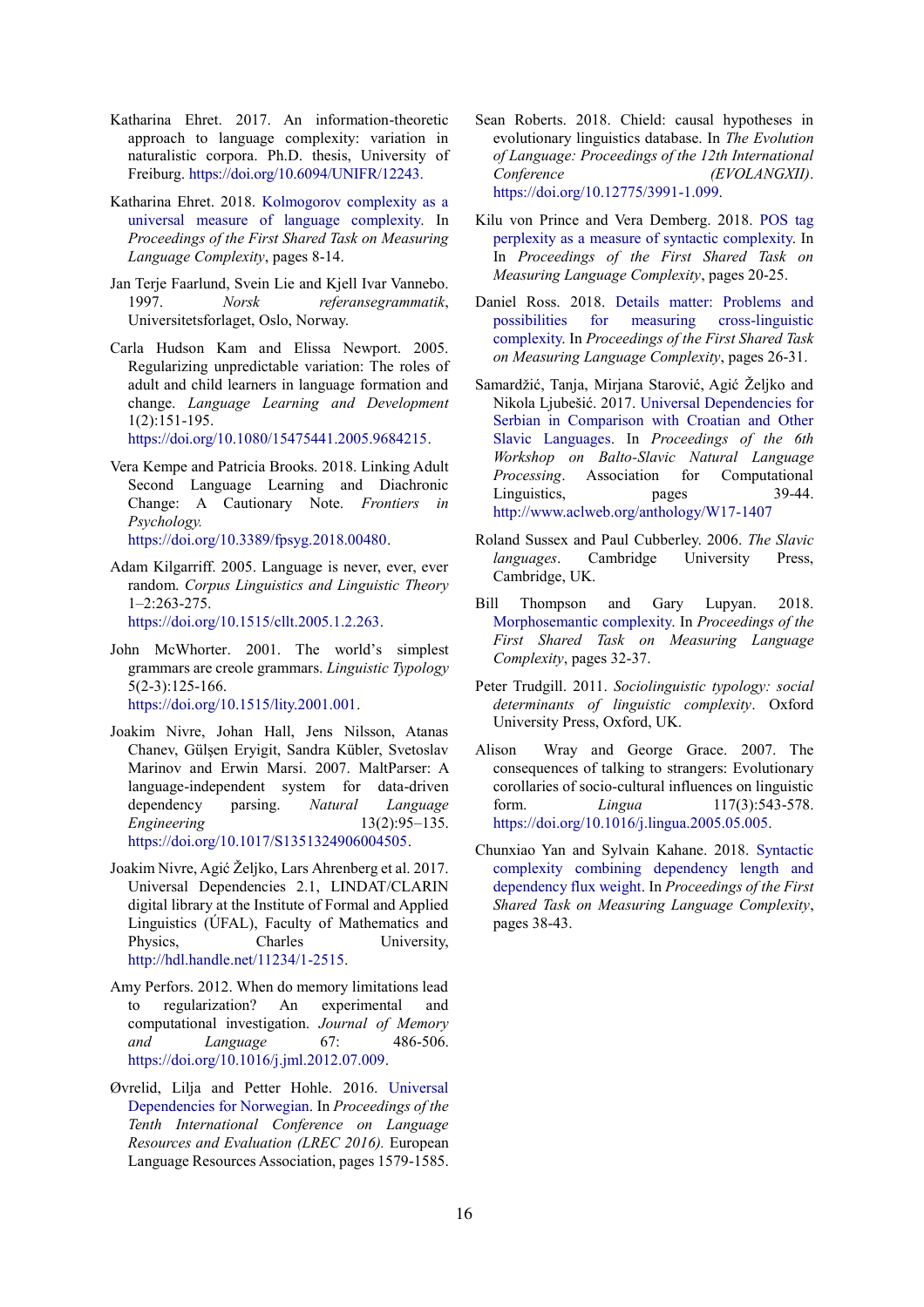Katharina Ehret. 2017. An information-theoretic approach to language complexity: variation in naturalistic corpora. Ph.D. thesis, University of Freiburg. https://doi.org/10.6094/UNIFR/12243.

Katharina Ehret. 2018. Kolmogorov complexity as a universal measure of language complexity. In *Proceedings of the First Shared Task on Measuring Language Complexity*, pages 8-14.

Jan Terje Faarlund, Svein Lie and Kjell Ivar Vannebo. 1997. *Norsk referansegrammatik*, Universitetsforlaget, Oslo, Norway.

Carla Hudson Kam and Elissa Newport. 2005. Regularizing unpredictable variation: The roles of adult and child learners in language formation and change. *Language Learning and Development* 1(2):151-195. https://doi.org/10.1080/15475441.2005.9684215.

Vera Kempe and Patricia Brooks. 2018. Linking Adult Second Language Learning and Diachronic Change: A Cautionary Note. *Frontiers in Psychology.* https://doi.org/10.3389/fpsyg.2018.00480.

Adam Kilgarriff. 2005. Language is never, ever, ever random. *Corpus Linguistics and Linguistic Theory* 1–2:263-275. https://doi.org/10.1515/cllt.2005.1.2.263.

John McWhorter. 2001. The world's simplest grammars are creole grammars. *Linguistic Typology* 5(2-3):125-166. https://doi.org/10.1515/lity.2001.001.

Joakim Nivre, Johan Hall, Jens Nilsson, Atanas Chanev, Gülşen Eryigit, Sandra Kübler, Svetoslav Marinov and Erwin Marsi. 2007. MaltParser: A language-independent system for data-driven dependency parsing. *Natural Language Engineering* 13(2):95–135. https://doi.org/10.1017/S1351324906004505.

Joakim Nivre, Agić Željko, Lars Ahrenberg et al. 2017. Universal Dependencies 2.1, LINDAT/CLARIN digital library at the Institute of Formal and Applied Linguistics (ÚFAL), Faculty of Mathematics and Physics, Charles University, http://hdl.handle.net/11234/1-2515.

Amy Perfors. 2012. When do memory limitations lead to regularization? An experimental and computational investigation. *Journal of Memory and Language* 67: 486-506. https://doi.org/10.1016/j.jml.2012.07.009.

Øvrelid, Lilja and Petter Hohle. 2016. Universal Dependencies for Norwegian. In *Proceedings of the Tenth International Conference on Language Resources and Evaluation (LREC 2016).* European Language Resources Association, pages 1579-1585.

Sean Roberts. 2018. Chield: causal hypotheses in evolutionary linguistics database. In *The Evolution of Language: Proceedings of the 12th International Conference (EVOLANGXII)*. https://doi.org/10.12775/3991-1.099.

Kilu von Prince and Vera Demberg. 2018. POS tag perplexity as a measure of syntactic complexity. In In *Proceedings of the First Shared Task on Measuring Language Complexity*, pages 20-25.

Daniel Ross. 2018. Details matter: Problems and possibilities for measuring cross-linguistic complexity. In *Proceedings of the First Shared Task on Measuring Language Complexity*, pages 26-31.

Samardžić, Tanja, Mirjana Starović, Agić Željko and Nikola Ljubešić. 2017. Universal Dependencies for Serbian in Comparison with Croatian and Other Slavic Languages. In *Proceedings of the 6th Workshop on Balto-Slavic Natural Language Processing*. Association for Computational Linguistics, pages 39-44. http://www.aclweb.org/anthology/W17-1407

Roland Sussex and Paul Cubberley. 2006. *The Slavic languages*. Cambridge University Press, Cambridge, UK.

Bill Thompson and Gary Lupyan. 2018. Morphosemantic complexity. In *Proceedings of the First Shared Task on Measuring Language Complexity*, pages 32-37.

Peter Trudgill. 2011. *Sociolinguistic typology: social determinants of linguistic complexity*. Oxford University Press, Oxford, UK.

Alison Wray and George Grace. 2007. The consequences of talking to strangers: Evolutionary corollaries of socio-cultural influences on linguistic form. *Lingua* 117(3):543-578. https://doi.org/10.1016/j.lingua.2005.05.005.

Chunxiao Yan and Sylvain Kahane. 2018. Syntactic complexity combining dependency length and dependency flux weight. In *Proceedings of the First Shared Task on Measuring Language Complexity*, pages 38-43.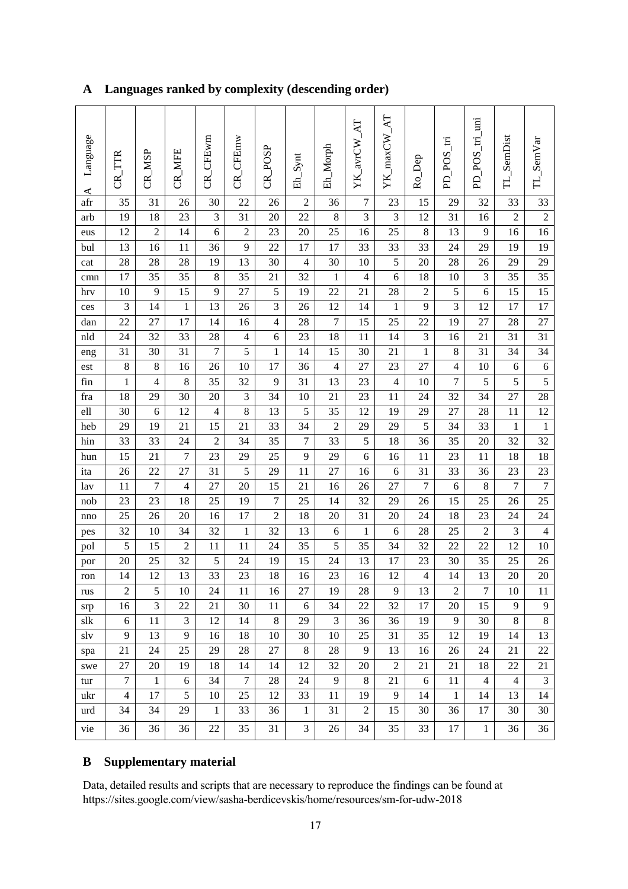## A Languages ranked by complexity (descending order)

| Language | CR_TTR | CR_MSP | CR_MFE | CR_CFEwm | CR_CFEmw | CR_POSP | Eh_Synt | Eh_Morph | YK_avrCW_AT | YK_maxCW_AT | Ro_Dep | PD_POS_tri | PD_POS_tri_uni | TL_SemDist | TL_SemVar |
|---|---|---|---|---|---|---|---|---|---|---|---|---|---|---|---|
| afr | 35 | 31 | 26 | 30 | 22 | 26 | 2 | 36 | 7 | 23 | 15 | 29 | 32 | 33 | 33 |
| arb | 19 | 18 | 23 | 3 | 31 | 20 | 22 | 8 | 3 | 3 | 12 | 31 | 16 | 2 | 2 |
| eus | 12 | 2 | 14 | 6 | 2 | 23 | 20 | 25 | 16 | 25 | 8 | 13 | 9 | 16 | 16 |
| bul | 13 | 16 | 11 | 36 | 9 | 22 | 17 | 17 | 33 | 33 | 33 | 24 | 29 | 19 | 19 |
| cat | 28 | 28 | 28 | 19 | 13 | 30 | 4 | 30 | 10 | 5 | 20 | 28 | 26 | 29 | 29 |
| cmn | 17 | 35 | 35 | 8 | 35 | 21 | 32 | 1 | 4 | 6 | 18 | 10 | 3 | 35 | 35 |
| hrv | 10 | 9 | 15 | 9 | 27 | 5 | 19 | 22 | 21 | 28 | 2 | 5 | 6 | 15 | 15 |
| ces | 3 | 14 | 1 | 13 | 26 | 3 | 26 | 12 | 14 | 1 | 9 | 3 | 12 | 17 | 17 |
| dan | 22 | 27 | 17 | 14 | 16 | 4 | 28 | 7 | 15 | 25 | 22 | 19 | 27 | 28 | 27 |
| nld | 24 | 32 | 33 | 28 | 4 | 6 | 23 | 18 | 11 | 14 | 3 | 16 | 21 | 31 | 31 |
| eng | 31 | 30 | 31 | 7 | 5 | 1 | 14 | 15 | 30 | 21 | 1 | 8 | 31 | 34 | 34 |
| est | 8 | 8 | 16 | 26 | 10 | 17 | 36 | 4 | 27 | 23 | 27 | 4 | 10 | 6 | 6 |
| fin | 1 | 4 | 8 | 35 | 32 | 9 | 31 | 13 | 23 | 4 | 10 | 7 | 5 | 5 | 5 |
| fra | 18 | 29 | 30 | 20 | 3 | 34 | 10 | 21 | 23 | 11 | 24 | 32 | 34 | 27 | 28 |
| ell | 30 | 6 | 12 | 4 | 8 | 13 | 5 | 35 | 12 | 19 | 29 | 27 | 28 | 11 | 12 |
| heb | 29 | 19 | 21 | 15 | 21 | 33 | 34 | 2 | 29 | 29 | 5 | 34 | 33 | 1 | 1 |
| hin | 33 | 33 | 24 | 2 | 34 | 35 | 7 | 33 | 5 | 18 | 36 | 35 | 20 | 32 | 32 |
| hun | 15 | 21 | 7 | 23 | 29 | 25 | 9 | 29 | 6 | 16 | 11 | 23 | 11 | 18 | 18 |
| ita | 26 | 22 | 27 | 31 | 5 | 29 | 11 | 27 | 16 | 6 | 31 | 33 | 36 | 23 | 23 |
| lav | 11 | 7 | 4 | 27 | 20 | 15 | 21 | 16 | 26 | 27 | 7 | 6 | 8 | 7 | 7 |
| nob | 23 | 23 | 18 | 25 | 19 | 7 | 25 | 14 | 32 | 29 | 26 | 15 | 25 | 26 | 25 |
| nno | 25 | 26 | 20 | 16 | 17 | 2 | 18 | 20 | 31 | 20 | 24 | 18 | 23 | 24 | 24 |
| pes | 32 | 10 | 34 | 32 | 1 | 32 | 13 | 6 | 1 | 6 | 28 | 25 | 2 | 3 | 4 |
| pol | 5 | 15 | 2 | 11 | 11 | 24 | 35 | 5 | 35 | 34 | 32 | 22 | 22 | 12 | 10 |
| por | 20 | 25 | 32 | 5 | 24 | 19 | 15 | 24 | 13 | 17 | 23 | 30 | 35 | 25 | 26 |
| ron | 14 | 12 | 13 | 33 | 23 | 18 | 16 | 23 | 16 | 12 | 4 | 14 | 13 | 20 | 20 |
| rus | 2 | 5 | 10 | 24 | 11 | 16 | 27 | 19 | 28 | 9 | 13 | 2 | 7 | 10 | 11 |
| srp | 16 | 3 | 22 | 21 | 30 | 11 | 6 | 34 | 22 | 32 | 17 | 20 | 15 | 9 | 9 |
| slk | 6 | 11 | 3 | 12 | 14 | 8 | 29 | 3 | 36 | 36 | 19 | 9 | 30 | 8 | 8 |
| slv | 9 | 13 | 9 | 16 | 18 | 10 | 30 | 10 | 25 | 31 | 35 | 12 | 19 | 14 | 13 |
| spa | 21 | 24 | 25 | 29 | 28 | 27 | 8 | 28 | 9 | 13 | 16 | 26 | 24 | 21 | 22 |
| swe | 27 | 20 | 19 | 18 | 14 | 14 | 12 | 32 | 20 | 2 | 21 | 21 | 18 | 22 | 21 |
| tur | 7 | 1 | 6 | 34 | 7 | 28 | 24 | 9 | 8 | 21 | 6 | 11 | 4 | 4 | 3 |
| ukr | 4 | 17 | 5 | 10 | 25 | 12 | 33 | 11 | 19 | 9 | 14 | 1 | 14 | 13 | 14 |
| urd | 34 | 34 | 29 | 1 | 33 | 36 | 1 | 31 | 2 | 15 | 30 | 36 | 17 | 30 | 30 |
| vie | 36 | 36 | 36 | 22 | 35 | 31 | 3 | 26 | 34 | 35 | 33 | 17 | 1 | 36 | 36 |

## B Supplementary material

Data, detailed results and scripts that are necessary to reproduce the findings can be found at https://sites.google.com/view/sasha-berdicevskis/home/resources/sm-for-udw-2018